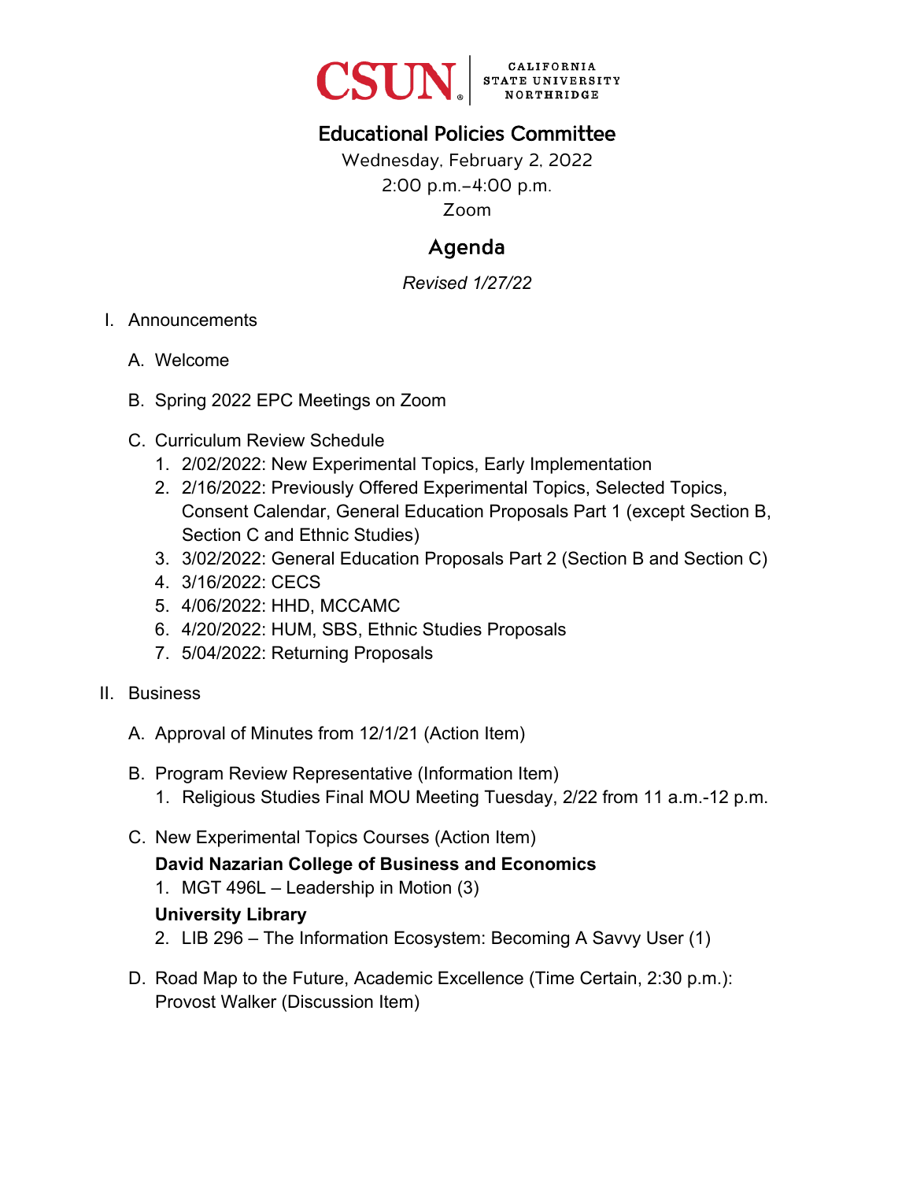CSUN | CALIFORNIA STATE UNIVERSITY NORTHRIDGE

# Educational Policies Committee

Wednesday, February 2, 2022
2:00 p.m.–4:00 p.m.
Zoom

## Agenda

*Revised 1/27/22*

I. Announcements

   A. Welcome

   B. Spring 2022 EPC Meetings on Zoom

   C. Curriculum Review Schedule
      1. 2/02/2022: New Experimental Topics, Early Implementation
      2. 2/16/2022: Previously Offered Experimental Topics, Selected Topics, Consent Calendar, General Education Proposals Part 1 (except Section B, Section C and Ethnic Studies)
      3. 3/02/2022: General Education Proposals Part 2 (Section B and Section C)
      4. 3/16/2022: CECS
      5. 4/06/2022: HHD, MCCAMC
      6. 4/20/2022: HUM, SBS, Ethnic Studies Proposals
      7. 5/04/2022: Returning Proposals

II. Business

   A. Approval of Minutes from 12/1/21 (Action Item)

   B. Program Review Representative (Information Item)
      1. Religious Studies Final MOU Meeting Tuesday, 2/22 from 11 a.m.-12 p.m.

   C. New Experimental Topics Courses (Action Item)

      **David Nazarian College of Business and Economics**
      1. MGT 496L – Leadership in Motion (3)

      **University Library**
      2. LIB 296 – The Information Ecosystem: Becoming A Savvy User (1)

   D. Road Map to the Future, Academic Excellence (Time Certain, 2:30 p.m.): Provost Walker (Discussion Item)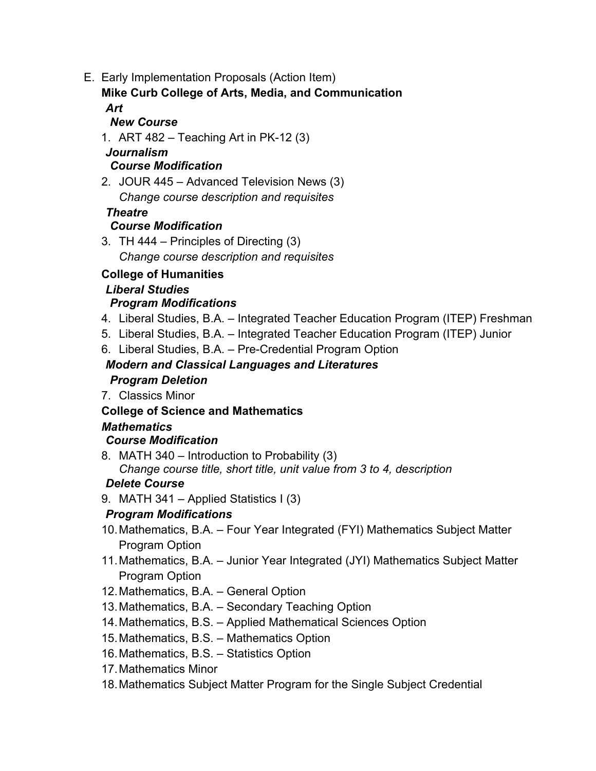E. Early Implementation Proposals (Action Item)

**Mike Curb College of Arts, Media, and Communication**

***Art***

***New Course***

1. ART 482 – Teaching Art in PK-12 (3)

***Journalism***

***Course Modification***

2. JOUR 445 – Advanced Television News (3)
   *Change course description and requisites*

***Theatre***

***Course Modification***

3. TH 444 – Principles of Directing (3)
   *Change course description and requisites*

**College of Humanities**

***Liberal Studies***

***Program Modifications***

4. Liberal Studies, B.A. – Integrated Teacher Education Program (ITEP) Freshman
5. Liberal Studies, B.A. – Integrated Teacher Education Program (ITEP) Junior
6. Liberal Studies, B.A. – Pre-Credential Program Option

***Modern and Classical Languages and Literatures***

***Program Deletion***

7. Classics Minor

**College of Science and Mathematics**

***Mathematics***

***Course Modification***

8. MATH 340 – Introduction to Probability (3)
   *Change course title, short title, unit value from 3 to 4, description*

***Delete Course***

9. MATH 341 – Applied Statistics I (3)

***Program Modifications***

10. Mathematics, B.A. – Four Year Integrated (FYI) Mathematics Subject Matter Program Option
11. Mathematics, B.A. – Junior Year Integrated (JYI) Mathematics Subject Matter Program Option
12. Mathematics, B.A. – General Option
13. Mathematics, B.A. – Secondary Teaching Option
14. Mathematics, B.S. – Applied Mathematical Sciences Option
15. Mathematics, B.S. – Mathematics Option
16. Mathematics, B.S. – Statistics Option
17. Mathematics Minor
18. Mathematics Subject Matter Program for the Single Subject Credential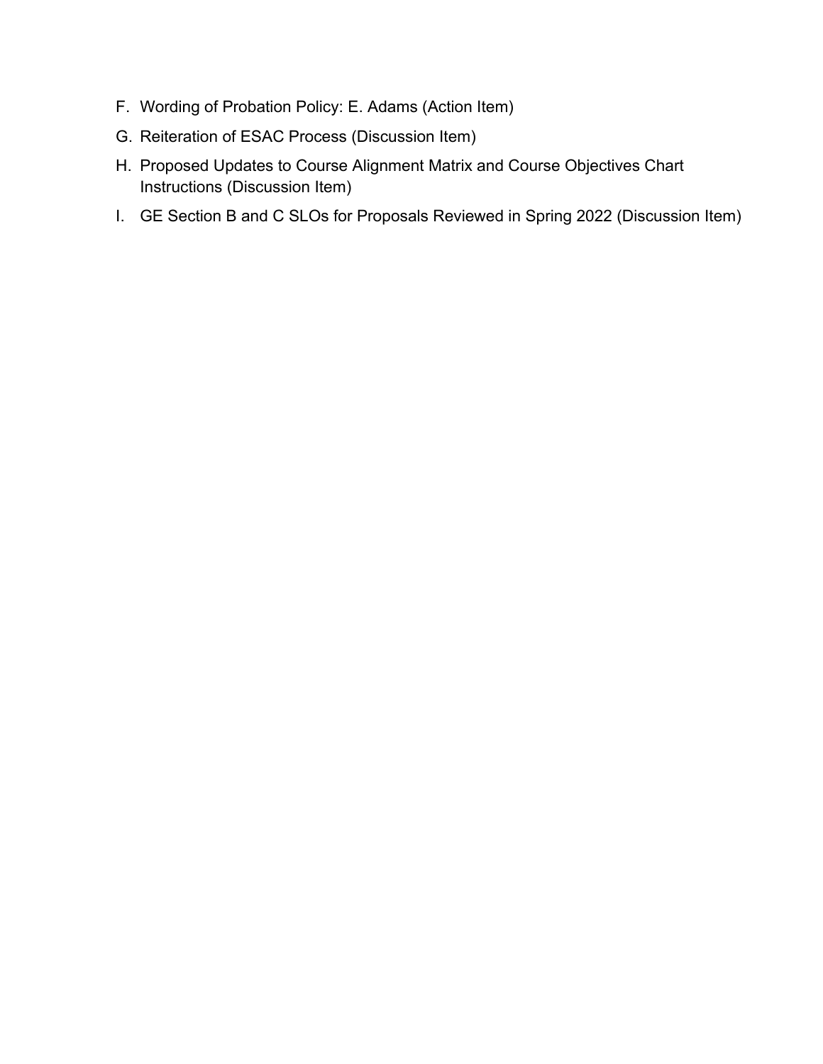F. Wording of Probation Policy: E. Adams (Action Item)
G. Reiteration of ESAC Process (Discussion Item)
H. Proposed Updates to Course Alignment Matrix and Course Objectives Chart Instructions (Discussion Item)
I. GE Section B and C SLOs for Proposals Reviewed in Spring 2022 (Discussion Item)